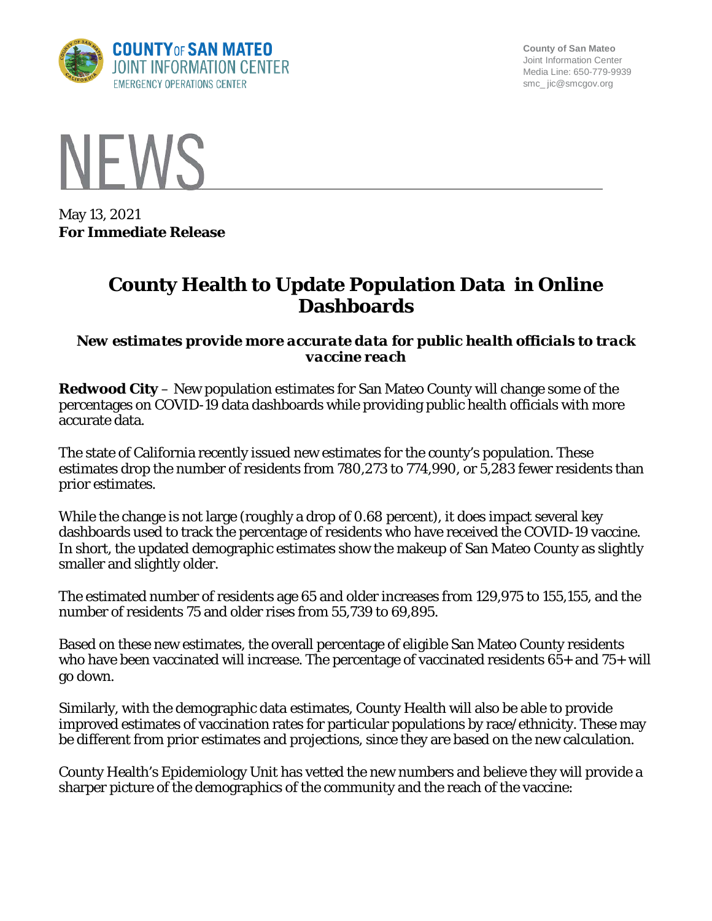COUNTY OF SAN MATEO
JOINT INFORMATION CENTER
EMERGENCY OPERATIONS CENTER

County of San Mateo
Joint Information Center
Media Line: 650-779-9939
smc_ jic@smcgov.org

# NEWS

May 13, 2021
**For Immediate Release**

# County Health to Update Population Data in Online Dashboards

### *New estimates provide more accurate data for public health officials to track vaccine reach*

**Redwood City** – New population estimates for San Mateo County will change some of the percentages on COVID-19 data dashboards while providing public health officials with more accurate data.

The state of California recently issued new estimates for the county's population. These estimates drop the number of residents from 780,273 to 774,990, or 5,283 fewer residents than prior estimates.

While the change is not large (roughly a drop of 0.68 percent), it does impact several key dashboards used to track the percentage of residents who have received the COVID-19 vaccine. In short, the updated demographic estimates show the makeup of San Mateo County as slightly smaller and slightly older.

The estimated number of residents age 65 and older increases from 129,975 to 155,155, and the number of residents 75 and older rises from 55,739 to 69,895.

Based on these new estimates, the overall percentage of eligible San Mateo County residents who have been vaccinated will increase. The percentage of vaccinated residents 65+ and 75+ will go down.

Similarly, with the demographic data estimates, County Health will also be able to provide improved estimates of vaccination rates for particular populations by race/ethnicity. These may be different from prior estimates and projections, since they are based on the new calculation.

County Health's Epidemiology Unit has vetted the new numbers and believe they will provide a sharper picture of the demographics of the community and the reach of the vaccine: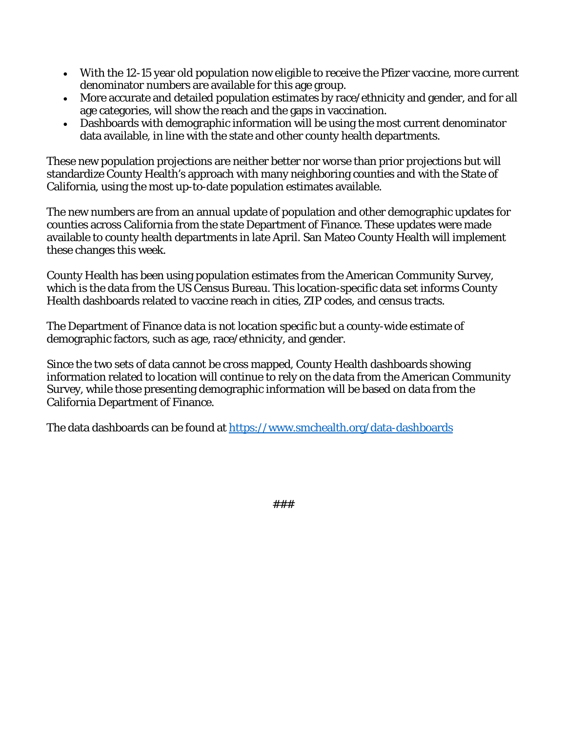- With the 12-15 year old population now eligible to receive the Pfizer vaccine, more current denominator numbers are available for this age group.
- More accurate and detailed population estimates by race/ethnicity and gender, and for all age categories, will show the reach and the gaps in vaccination.
- Dashboards with demographic information will be using the most current denominator data available, in line with the state and other county health departments.

These new population projections are neither better nor worse than prior projections but will standardize County Health's approach with many neighboring counties and with the State of California, using the most up-to-date population estimates available.

The new numbers are from an annual update of population and other demographic updates for counties across California from the state Department of Finance. These updates were made available to county health departments in late April. San Mateo County Health will implement these changes this week.

County Health has been using population estimates from the American Community Survey, which is the data from the US Census Bureau. This location-specific data set informs County Health dashboards related to vaccine reach in cities, ZIP codes, and census tracts.

The Department of Finance data is not location specific but a county-wide estimate of demographic factors, such as age, race/ethnicity, and gender.

Since the two sets of data cannot be cross mapped, County Health dashboards showing information related to location will continue to rely on the data from the American Community Survey, while those presenting demographic information will be based on data from the California Department of Finance.

The data dashboards can be found at https://www.smchealth.org/data-dashboards

###